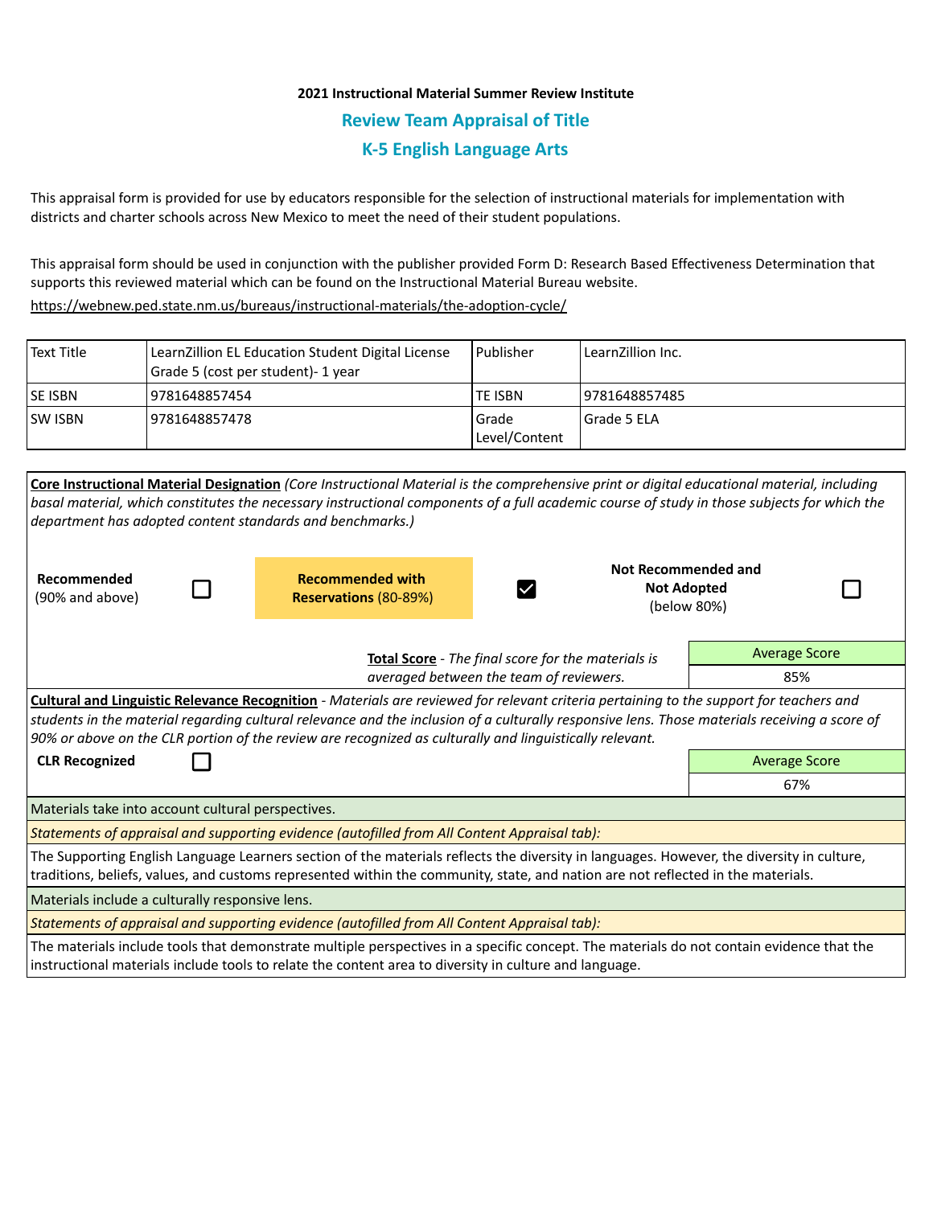**2021 Instructional Material Summer Review Institute**

## Review Team Appraisal of Title

## K-5 English Language Arts

This appraisal form is provided for use by educators responsible for the selection of instructional materials for implementation with districts and charter schools across New Mexico to meet the need of their student populations.

This appraisal form should be used in conjunction with the publisher provided Form D: Research Based Effectiveness Determination that supports this reviewed material which can be found on the Instructional Material Bureau website.

https://webnew.ped.state.nm.us/bureaus/instructional-materials/the-adoption-cycle/

| Text Title | LearnZillion EL Education Student Digital License Grade 5 (cost per student)- 1 year | Publisher | LearnZillion Inc. |
|---|---|---|---|
| SE ISBN | 9781648857454 | TE ISBN | 9781648857485 |
| SW ISBN | 9781648857478 | Grade Level/Content | Grade 5 ELA |

**Core Instructional Material Designation** *(Core Instructional Material is the comprehensive print or digital educational material, including basal material, which constitutes the necessary instructional components of a full academic course of study in those subjects for which the department has adopted content standards and benchmarks.)*

| Designation | Selected |
|---|---|
| **Recommended** (90% and above) | ☐ |
| **Recommended with Reservations** (80-89%) | ☑ |
| **Not Recommended and Not Adopted** (below 80%) | ☐ |

**Total Score** - *The final score for the materials is averaged between the team of reviewers.*

| Average Score |
|---|
| 85% |

**Cultural and Linguistic Relevance Recognition** - *Materials are reviewed for relevant criteria pertaining to the support for teachers and students in the material regarding cultural relevance and the inclusion of a culturally responsive lens. Those materials receiving a score of 90% or above on the CLR portion of the review are recognized as culturally and linguistically relevant.*

**CLR Recognized** ☐

| Average Score |
|---|
| 67% |

Materials take into account cultural perspectives.

*Statements of appraisal and supporting evidence (autofilled from All Content Appraisal tab):*

The Supporting English Language Learners section of the materials reflects the diversity in languages. However, the diversity in culture, traditions, beliefs, values, and customs represented within the community, state, and nation are not reflected in the materials.

Materials include a culturally responsive lens.

*Statements of appraisal and supporting evidence (autofilled from All Content Appraisal tab):*

The materials include tools that demonstrate multiple perspectives in a specific concept. The materials do not contain evidence that the instructional materials include tools to relate the content area to diversity in culture and language.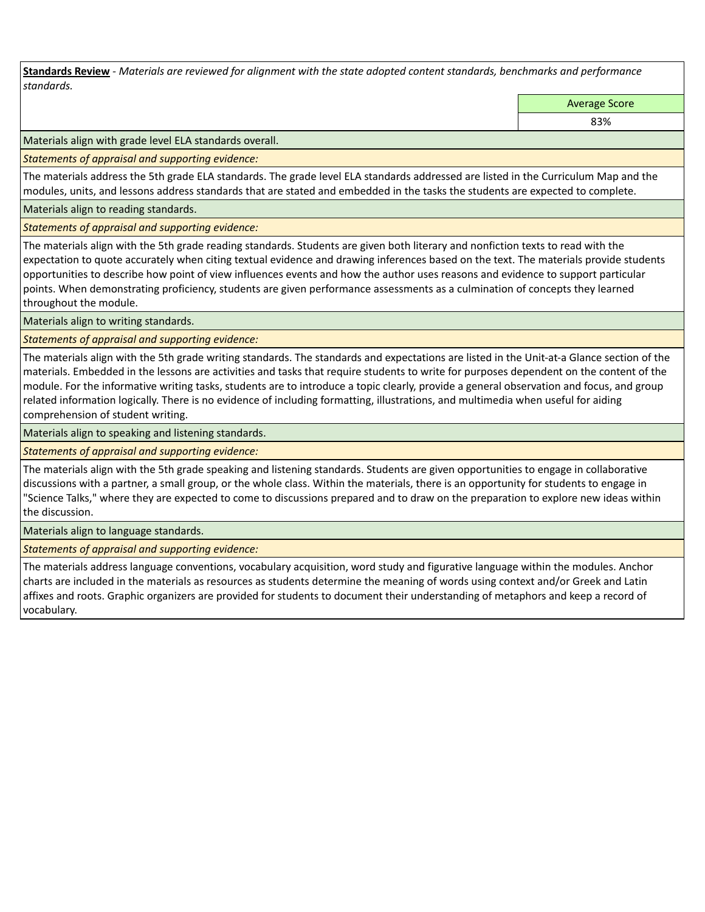**Standards Review** - *Materials are reviewed for alignment with the state adopted content standards, benchmarks and performance standards.*

| | Average Score |
|---|---|
| | 83% |

Materials align with grade level ELA standards overall.

*Statements of appraisal and supporting evidence:*

The materials address the 5th grade ELA standards. The grade level ELA standards addressed are listed in the Curriculum Map and the modules, units, and lessons address standards that are stated and embedded in the tasks the students are expected to complete.

Materials align to reading standards.

*Statements of appraisal and supporting evidence:*

The materials align with the 5th grade reading standards. Students are given both literary and nonfiction texts to read with the expectation to quote accurately when citing textual evidence and drawing inferences based on the text. The materials provide students opportunities to describe how point of view influences events and how the author uses reasons and evidence to support particular points. When demonstrating proficiency, students are given performance assessments as a culmination of concepts they learned throughout the module.

Materials align to writing standards.

*Statements of appraisal and supporting evidence:*

The materials align with the 5th grade writing standards. The standards and expectations are listed in the Unit-at-a Glance section of the materials. Embedded in the lessons are activities and tasks that require students to write for purposes dependent on the content of the module. For the informative writing tasks, students are to introduce a topic clearly, provide a general observation and focus, and group related information logically. There is no evidence of including formatting, illustrations, and multimedia when useful for aiding comprehension of student writing.

Materials align to speaking and listening standards.

*Statements of appraisal and supporting evidence:*

The materials align with the 5th grade speaking and listening standards. Students are given opportunities to engage in collaborative discussions with a partner, a small group, or the whole class. Within the materials, there is an opportunity for students to engage in "Science Talks," where they are expected to come to discussions prepared and to draw on the preparation to explore new ideas within the discussion.

Materials align to language standards.

*Statements of appraisal and supporting evidence:*

The materials address language conventions, vocabulary acquisition, word study and figurative language within the modules. Anchor charts are included in the materials as resources as students determine the meaning of words using context and/or Greek and Latin affixes and roots. Graphic organizers are provided for students to document their understanding of metaphors and keep a record of vocabulary.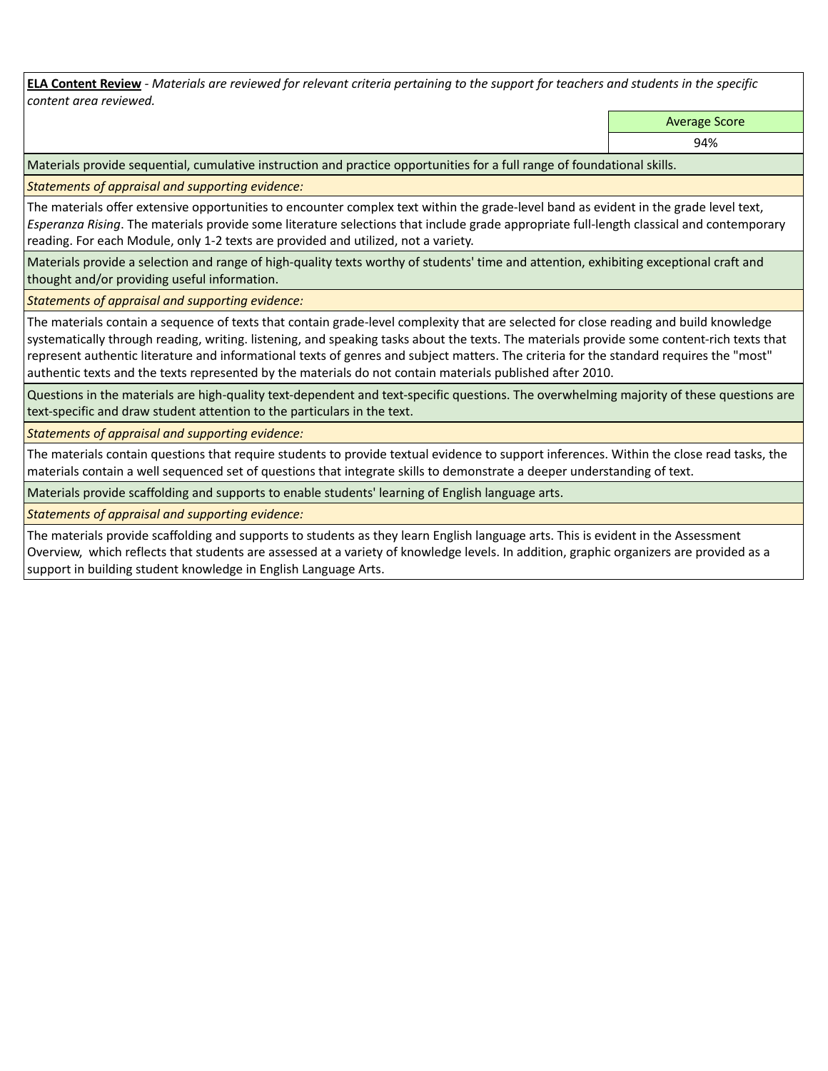**ELA Content Review** - *Materials are reviewed for relevant criteria pertaining to the support for teachers and students in the specific content area reviewed.*

| Average Score |
| --- |
| 94% |

Materials provide sequential, cumulative instruction and practice opportunities for a full range of foundational skills.

*Statements of appraisal and supporting evidence:*

The materials offer extensive opportunities to encounter complex text within the grade-level band as evident in the grade level text, *Esperanza Rising*. The materials provide some literature selections that include grade appropriate full-length classical and contemporary reading. For each Module, only 1-2 texts are provided and utilized, not a variety.

Materials provide a selection and range of high-quality texts worthy of students' time and attention, exhibiting exceptional craft and thought and/or providing useful information.

*Statements of appraisal and supporting evidence:*

The materials contain a sequence of texts that contain grade-level complexity that are selected for close reading and build knowledge systematically through reading, writing. listening, and speaking tasks about the texts. The materials provide some content-rich texts that represent authentic literature and informational texts of genres and subject matters. The criteria for the standard requires the "most" authentic texts and the texts represented by the materials do not contain materials published after 2010.

Questions in the materials are high-quality text-dependent and text-specific questions. The overwhelming majority of these questions are text-specific and draw student attention to the particulars in the text.

*Statements of appraisal and supporting evidence:*

The materials contain questions that require students to provide textual evidence to support inferences. Within the close read tasks, the materials contain a well sequenced set of questions that integrate skills to demonstrate a deeper understanding of text.

Materials provide scaffolding and supports to enable students' learning of English language arts.

*Statements of appraisal and supporting evidence:*

The materials provide scaffolding and supports to students as they learn English language arts. This is evident in the Assessment Overview, which reflects that students are assessed at a variety of knowledge levels. In addition, graphic organizers are provided as a support in building student knowledge in English Language Arts.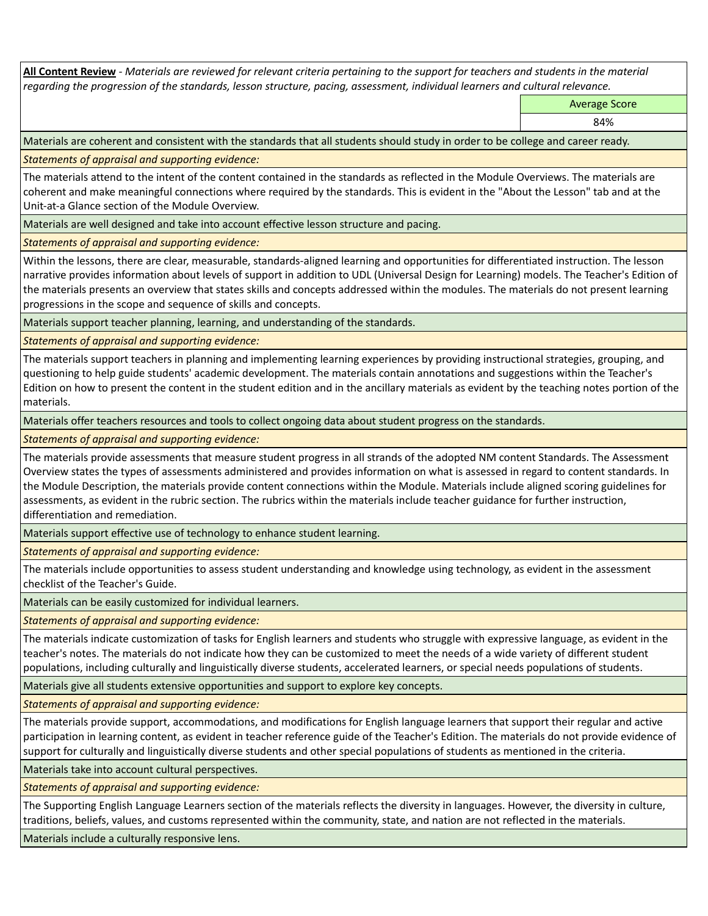**All Content Review** - *Materials are reviewed for relevant criteria pertaining to the support for teachers and students in the material regarding the progression of the standards, lesson structure, pacing, assessment, individual learners and cultural relevance.*

| | Average Score |
|---|---|
| | 84% |

Materials are coherent and consistent with the standards that all students should study in order to be college and career ready.

*Statements of appraisal and supporting evidence:*

The materials attend to the intent of the content contained in the standards as reflected in the Module Overviews. The materials are coherent and make meaningful connections where required by the standards. This is evident in the "About the Lesson" tab and at the Unit-at-a Glance section of the Module Overview.

Materials are well designed and take into account effective lesson structure and pacing.

*Statements of appraisal and supporting evidence:*

Within the lessons, there are clear, measurable, standards-aligned learning and opportunities for differentiated instruction. The lesson narrative provides information about levels of support in addition to UDL (Universal Design for Learning) models. The Teacher's Edition of the materials presents an overview that states skills and concepts addressed within the modules. The materials do not present learning progressions in the scope and sequence of skills and concepts.

Materials support teacher planning, learning, and understanding of the standards.

*Statements of appraisal and supporting evidence:*

The materials support teachers in planning and implementing learning experiences by providing instructional strategies, grouping, and questioning to help guide students' academic development. The materials contain annotations and suggestions within the Teacher's Edition on how to present the content in the student edition and in the ancillary materials as evident by the teaching notes portion of the materials.

Materials offer teachers resources and tools to collect ongoing data about student progress on the standards.

*Statements of appraisal and supporting evidence:*

The materials provide assessments that measure student progress in all strands of the adopted NM content Standards. The Assessment Overview states the types of assessments administered and provides information on what is assessed in regard to content standards. In the Module Description, the materials provide content connections within the Module. Materials include aligned scoring guidelines for assessments, as evident in the rubric section. The rubrics within the materials include teacher guidance for further instruction, differentiation and remediation.

Materials support effective use of technology to enhance student learning.

*Statements of appraisal and supporting evidence:*

The materials include opportunities to assess student understanding and knowledge using technology, as evident in the assessment checklist of the Teacher's Guide.

Materials can be easily customized for individual learners.

*Statements of appraisal and supporting evidence:*

The materials indicate customization of tasks for English learners and students who struggle with expressive language, as evident in the teacher's notes. The materials do not indicate how they can be customized to meet the needs of a wide variety of different student populations, including culturally and linguistically diverse students, accelerated learners, or special needs populations of students.

Materials give all students extensive opportunities and support to explore key concepts.

*Statements of appraisal and supporting evidence:*

The materials provide support, accommodations, and modifications for English language learners that support their regular and active participation in learning content, as evident in teacher reference guide of the Teacher's Edition. The materials do not provide evidence of support for culturally and linguistically diverse students and other special populations of students as mentioned in the criteria.

Materials take into account cultural perspectives.

*Statements of appraisal and supporting evidence:*

The Supporting English Language Learners section of the materials reflects the diversity in languages. However, the diversity in culture, traditions, beliefs, values, and customs represented within the community, state, and nation are not reflected in the materials.

Materials include a culturally responsive lens.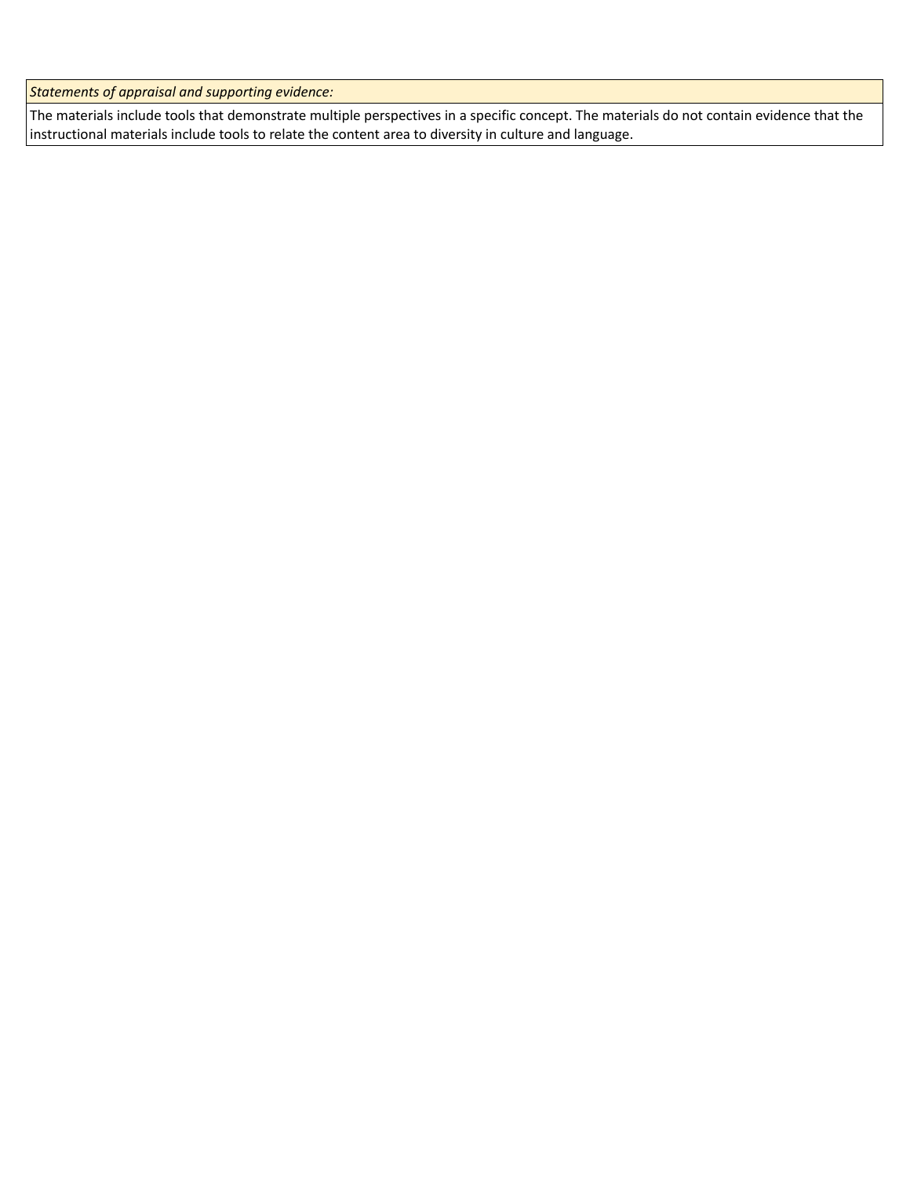| *Statements of appraisal and supporting evidence:* |
| --- |
| The materials include tools that demonstrate multiple perspectives in a specific concept. The materials do not contain evidence that the instructional materials include tools to relate the content area to diversity in culture and language. |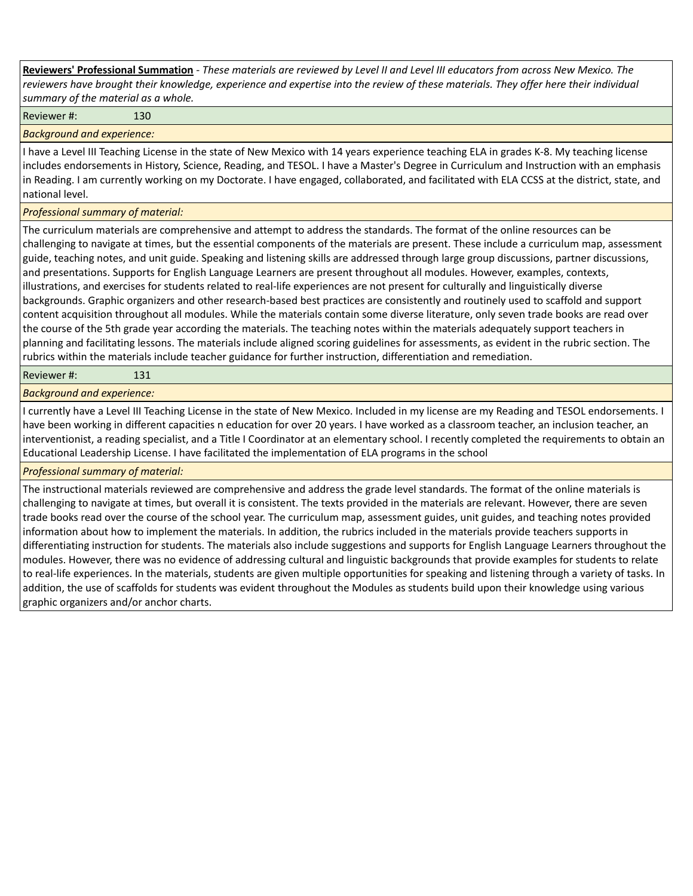**Reviewers' Professional Summation** - *These materials are reviewed by Level II and Level III educators from across New Mexico. The reviewers have brought their knowledge, experience and expertise into the review of these materials. They offer here their individual summary of the material as a whole.*

Reviewer #: 130

*Background and experience:*

I have a Level III Teaching License in the state of New Mexico with 14 years experience teaching ELA in grades K-8. My teaching license includes endorsements in History, Science, Reading, and TESOL. I have a Master's Degree in Curriculum and Instruction with an emphasis in Reading. I am currently working on my Doctorate. I have engaged, collaborated, and facilitated with ELA CCSS at the district, state, and national level.

*Professional summary of material:*

The curriculum materials are comprehensive and attempt to address the standards. The format of the online resources can be challenging to navigate at times, but the essential components of the materials are present. These include a curriculum map, assessment guide, teaching notes, and unit guide. Speaking and listening skills are addressed through large group discussions, partner discussions, and presentations. Supports for English Language Learners are present throughout all modules. However, examples, contexts, illustrations, and exercises for students related to real-life experiences are not present for culturally and linguistically diverse backgrounds. Graphic organizers and other research-based best practices are consistently and routinely used to scaffold and support content acquisition throughout all modules. While the materials contain some diverse literature, only seven trade books are read over the course of the 5th grade year according the materials. The teaching notes within the materials adequately support teachers in planning and facilitating lessons. The materials include aligned scoring guidelines for assessments, as evident in the rubric section. The rubrics within the materials include teacher guidance for further instruction, differentiation and remediation.

Reviewer #: 131

*Background and experience:*

I currently have a Level III Teaching License in the state of New Mexico. Included in my license are my Reading and TESOL endorsements. I have been working in different capacities n education for over 20 years. I have worked as a classroom teacher, an inclusion teacher, an interventionist, a reading specialist, and a Title I Coordinator at an elementary school. I recently completed the requirements to obtain an Educational Leadership License. I have facilitated the implementation of ELA programs in the school

*Professional summary of material:*

The instructional materials reviewed are comprehensive and address the grade level standards. The format of the online materials is challenging to navigate at times, but overall it is consistent. The texts provided in the materials are relevant. However, there are seven trade books read over the course of the school year. The curriculum map, assessment guides, unit guides, and teaching notes provided information about how to implement the materials. In addition, the rubrics included in the materials provide teachers supports in differentiating instruction for students. The materials also include suggestions and supports for English Language Learners throughout the modules. However, there was no evidence of addressing cultural and linguistic backgrounds that provide examples for students to relate to real-life experiences. In the materials, students are given multiple opportunities for speaking and listening through a variety of tasks. In addition, the use of scaffolds for students was evident throughout the Modules as students build upon their knowledge using various graphic organizers and/or anchor charts.